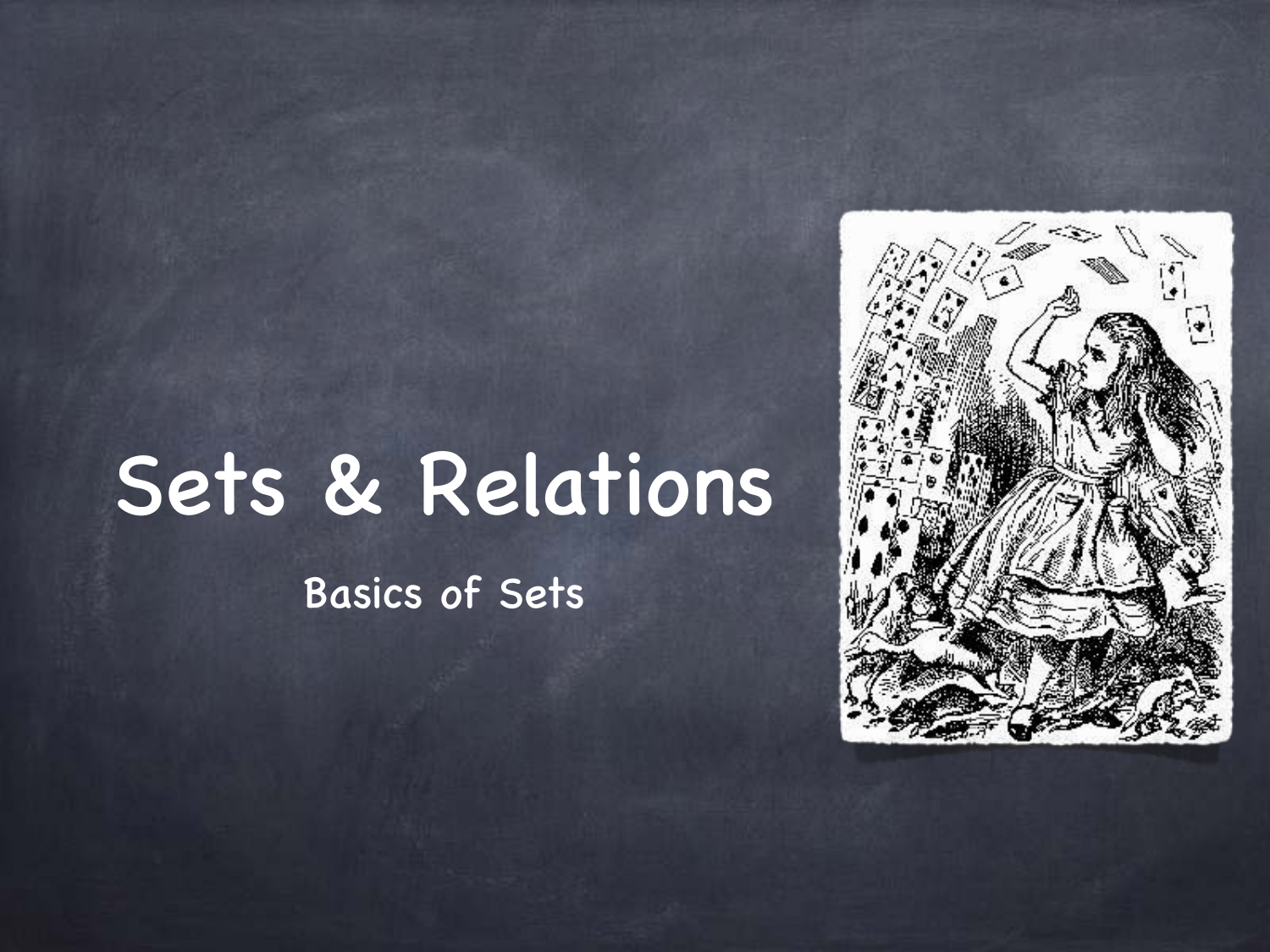# Sets & Relations

## Basics of Sets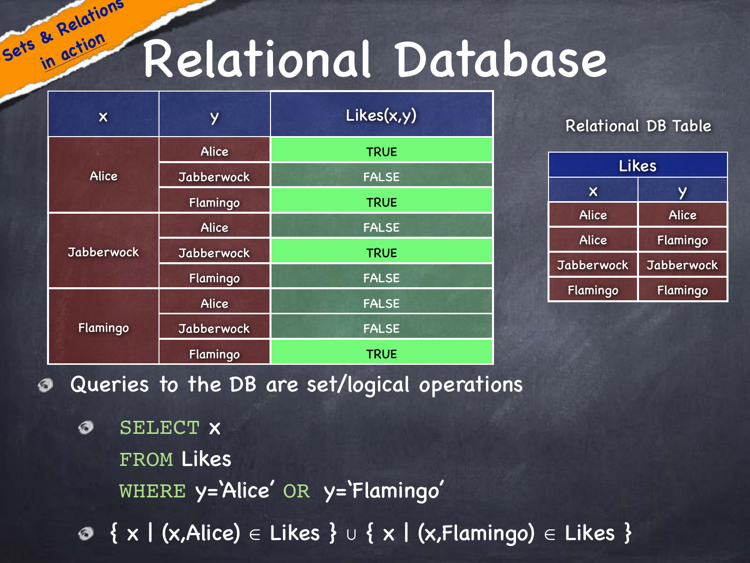Sets & Relations in action

# Relational Database

| x | y | Likes(x,y) |
|---|---|---|
| Alice | Alice | TRUE |
| | Jabberwock | FALSE |
| | Flamingo | TRUE |
| Jabberwock | Alice | FALSE |
| | Jabberwock | TRUE |
| | Flamingo | FALSE |
| Flamingo | Alice | FALSE |
| | Jabberwock | FALSE |
| | Flamingo | TRUE |

Relational DB Table

| Likes | |
|---|---|
| x | y |
| Alice | Alice |
| Alice | Flamingo |
| Jabberwock | Jabberwock |
| Flamingo | Flamingo |

- Queries to the DB are set/logical operations
  - ```
    SELECT x
    FROM Likes
    WHERE y='Alice' OR y='Flamingo'
    ```
  - $\{ x \mid (x,\text{Alice}) \in \text{Likes} \} \cup \{ x \mid (x,\text{Flamingo}) \in \text{Likes} \}$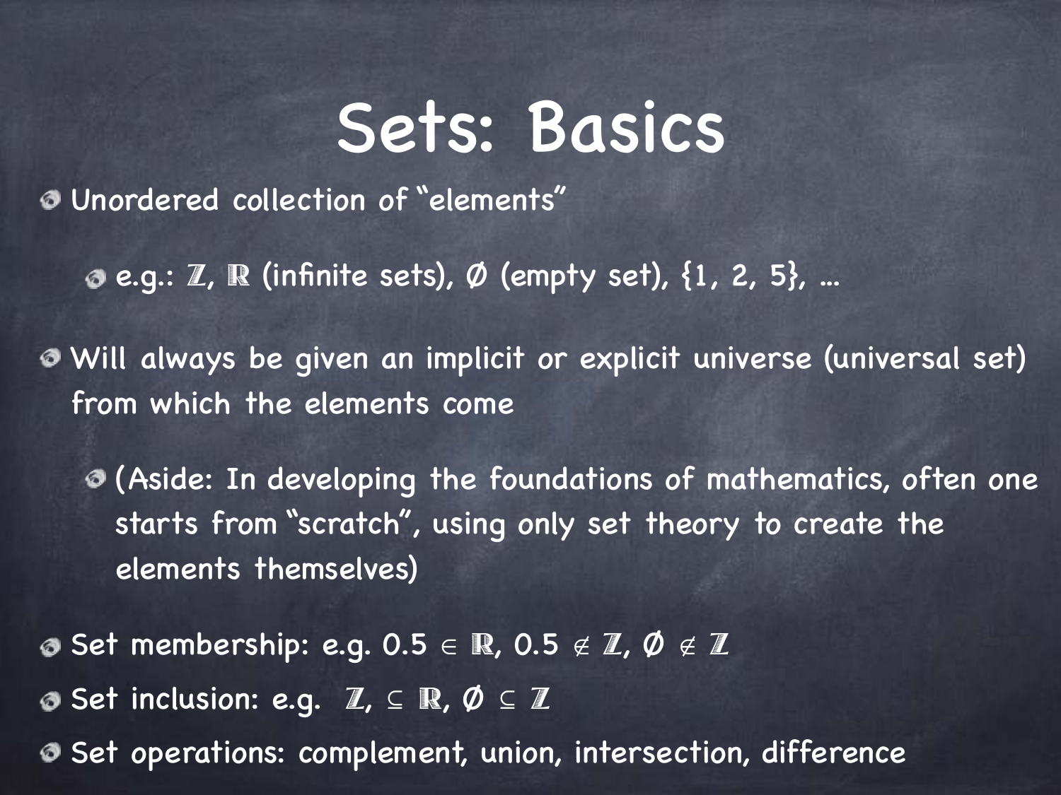# Sets: Basics

- Unordered collection of "elements"
  - e.g.: $\mathbb{Z}$, $\mathbb{R}$ (infinite sets), $\emptyset$ (empty set), $\{1, 2, 5\}$, ...
- Will always be given an implicit or explicit universe (universal set) from which the elements come
  - (Aside: In developing the foundations of mathematics, often one starts from "scratch", using only set theory to create the elements themselves)
- Set membership: e.g. $0.5 \in \mathbb{R}$, $0.5 \notin \mathbb{Z}$, $\emptyset \notin \mathbb{Z}$
- Set inclusion: e.g. $\mathbb{Z}, \subseteq \mathbb{R}$, $\emptyset \subseteq \mathbb{Z}$
- Set operations: complement, union, intersection, difference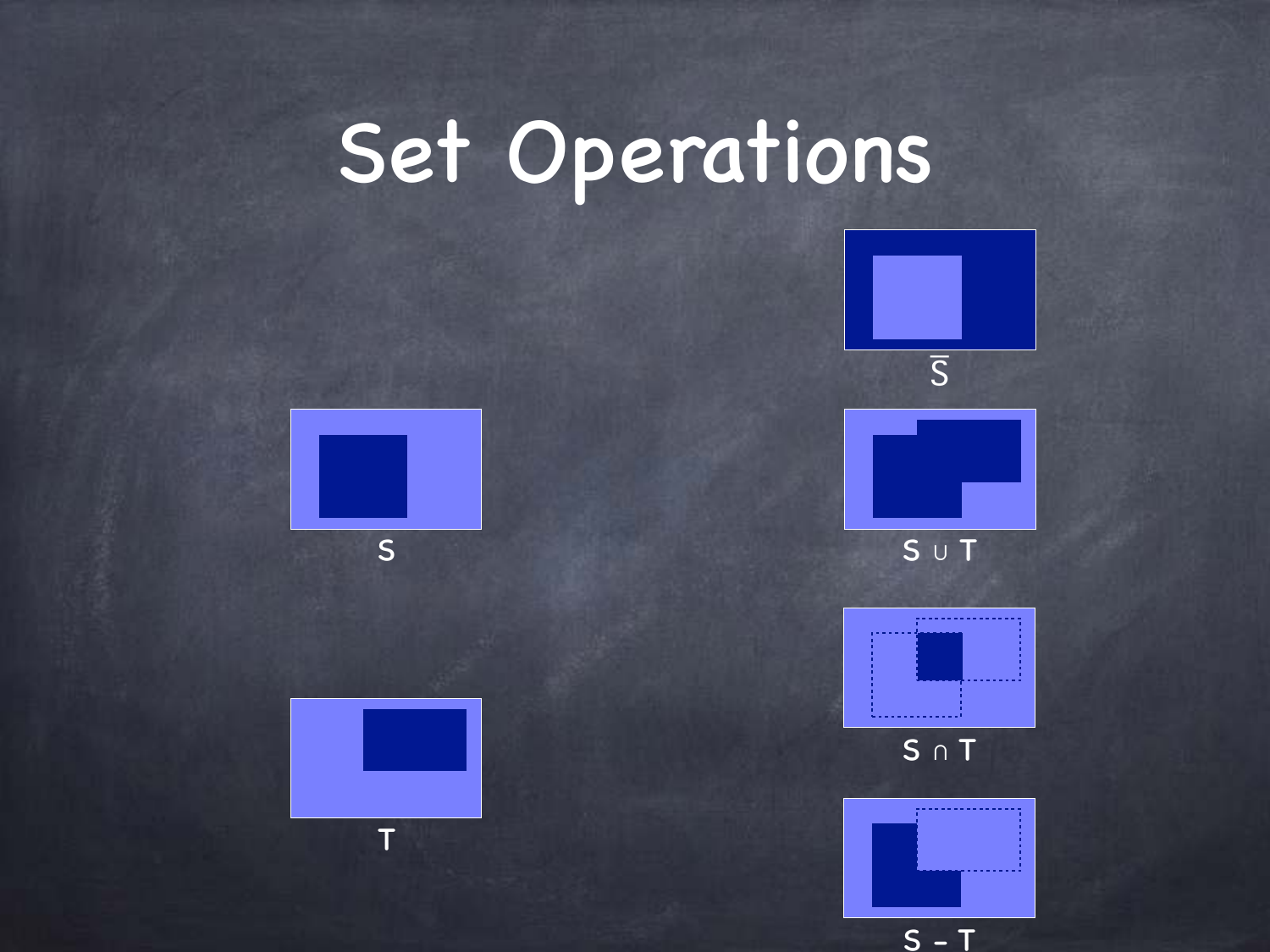# Set Operations

$\overline{S}$

S

$S \cup T$

$S \cap T$

T

$S - T$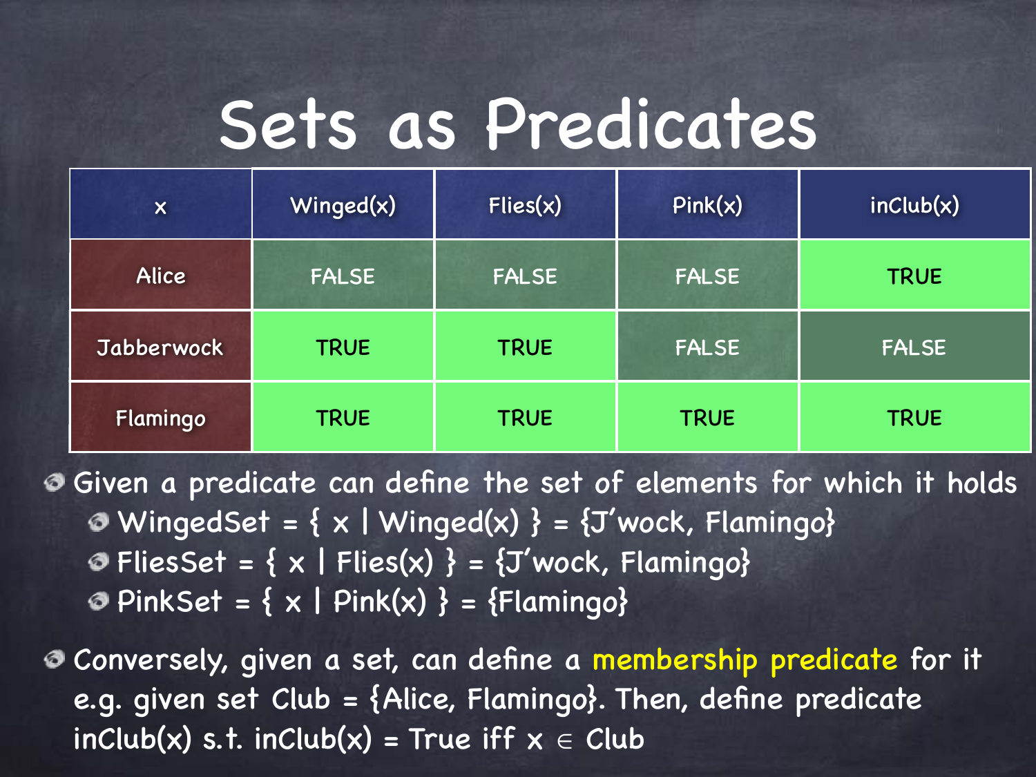# Sets as Predicates

| x | Winged(x) | Flies(x) | Pink(x) | inClub(x) |
|---|---|---|---|---|
| Alice | FALSE | FALSE | FALSE | TRUE |
| Jabberwock | TRUE | TRUE | FALSE | FALSE |
| Flamingo | TRUE | TRUE | TRUE | TRUE |

- Given a predicate can define the set of elements for which it holds
  - WingedSet = { x | Winged(x) } = {J'wock, Flamingo}
  - FliesSet = { x | Flies(x) } = {J'wock, Flamingo}
  - PinkSet = { x | Pink(x) } = {Flamingo}
- Conversely, given a set, can define a membership predicate for it e.g. given set Club = {Alice, Flamingo}. Then, define predicate inClub(x) s.t. inClub(x) = True iff $x \in$ Club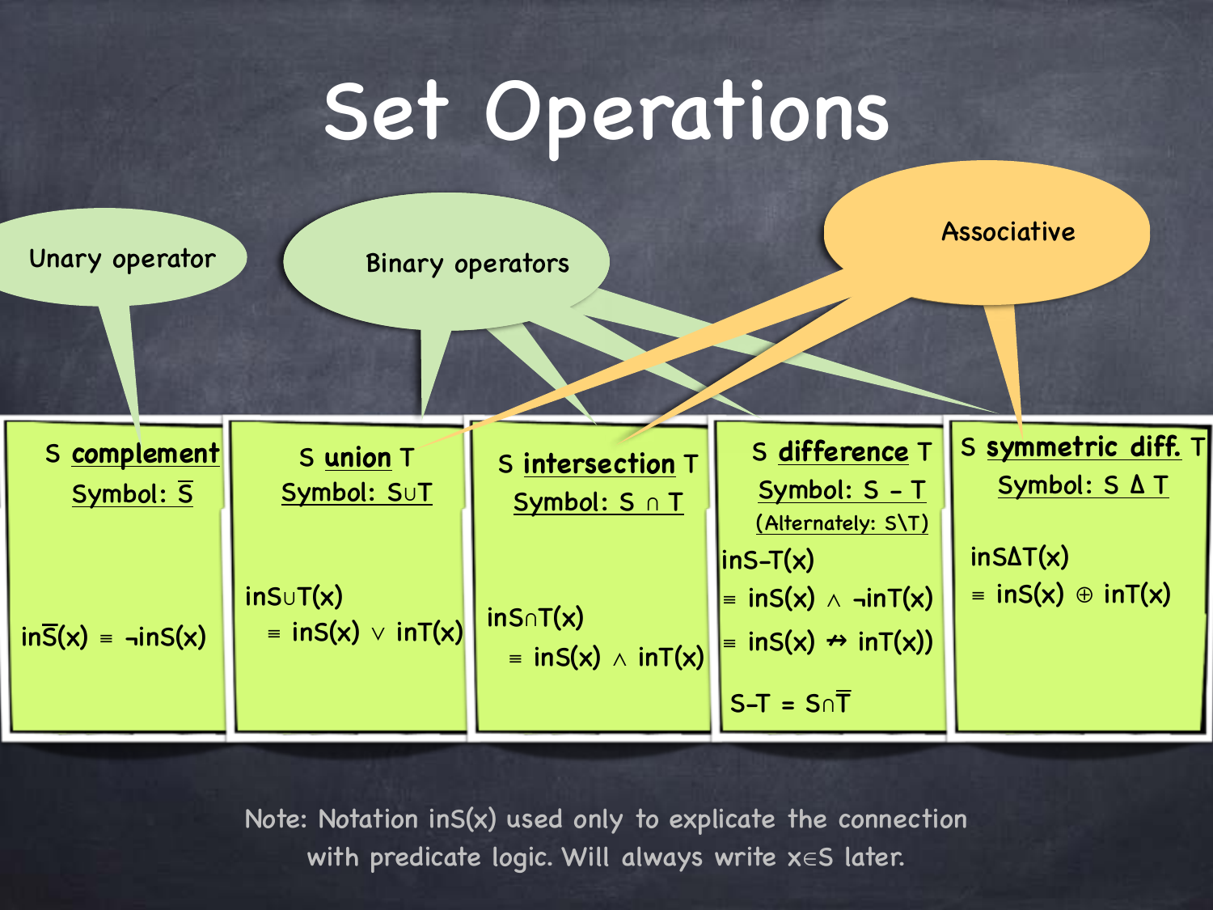# Set Operations

Unary operator

Binary operators

Associative

| S **complement** | S **union** T | S **intersection** T | S **difference** T | S **symmetric diff.** T |
|---|---|---|---|---|
| Symbol: $\overline{S}$ | Symbol: $S \cup T$ | Symbol: $S \cap T$ | Symbol: $S - T$ (Alternately: $S \setminus T$) | Symbol: $S \Delta T$ |
| $in\overline{S}(x) \equiv \neg inS(x)$ | $inS{\cup}T(x) \equiv inS(x) \vee inT(x)$ | $inS{\cap}T(x) \equiv inS(x) \wedge inT(x)$ | $inS{-}T(x) \equiv inS(x) \wedge \neg inT(x) \equiv inS(x) \nrightarrow inT(x))$ <br> $S-T = S \cap \overline{T}$ | $inS\Delta T(x) \equiv inS(x) \oplus inT(x)$ |

Note: Notation inS(x) used only to explicate the connection with predicate logic. Will always write $x \in S$ later.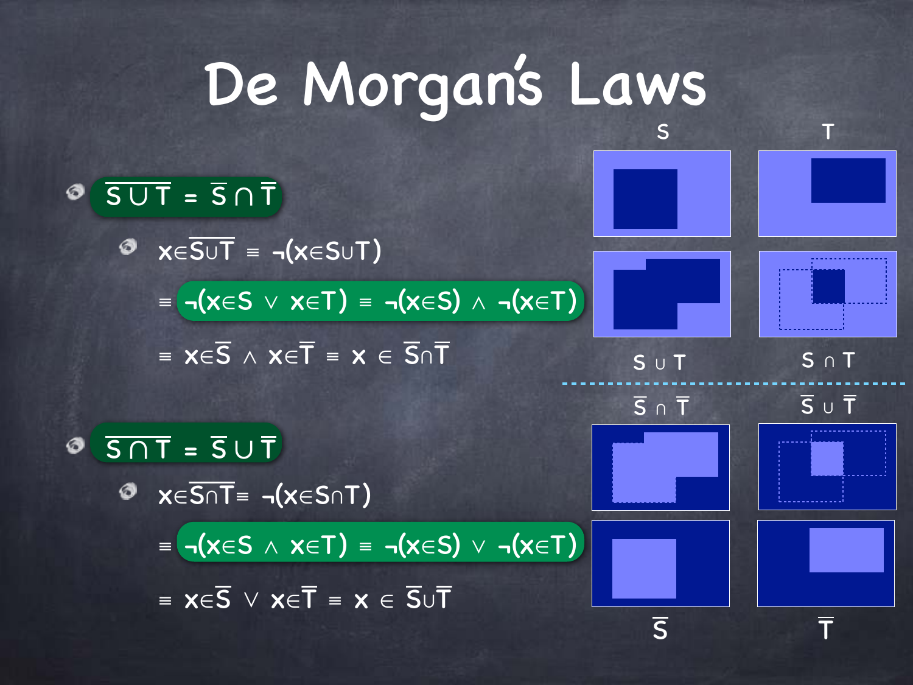# De Morgan's Laws

- $\overline{S \cup T} = \overline{S} \cap \overline{T}$
  - $x \in \overline{S \cup T} \equiv \neg(x \in S \cup T)$

    $\equiv \neg(x \in S \vee x \in T) \equiv \neg(x \in S) \wedge \neg(x \in T)$

    $\equiv x \in \overline{S} \wedge x \in \overline{T} \equiv x \in \overline{S} \cap \overline{T}$

- $\overline{S \cap T} = \overline{S} \cup \overline{T}$
  - $x \in \overline{S \cap T} \equiv \neg(x \in S \cap T)$

    $\equiv \neg(x \in S \wedge x \in T) \equiv \neg(x \in S) \vee \neg(x \in T)$

    $\equiv x \in \overline{S} \vee x \in \overline{T} \equiv x \in \overline{S} \cup \overline{T}$

S, T, $S \cup T$, $S \cap T$, $\overline{S} \cap \overline{T}$, $\overline{S} \cup \overline{T}$, $\overline{S}$, $\overline{T}$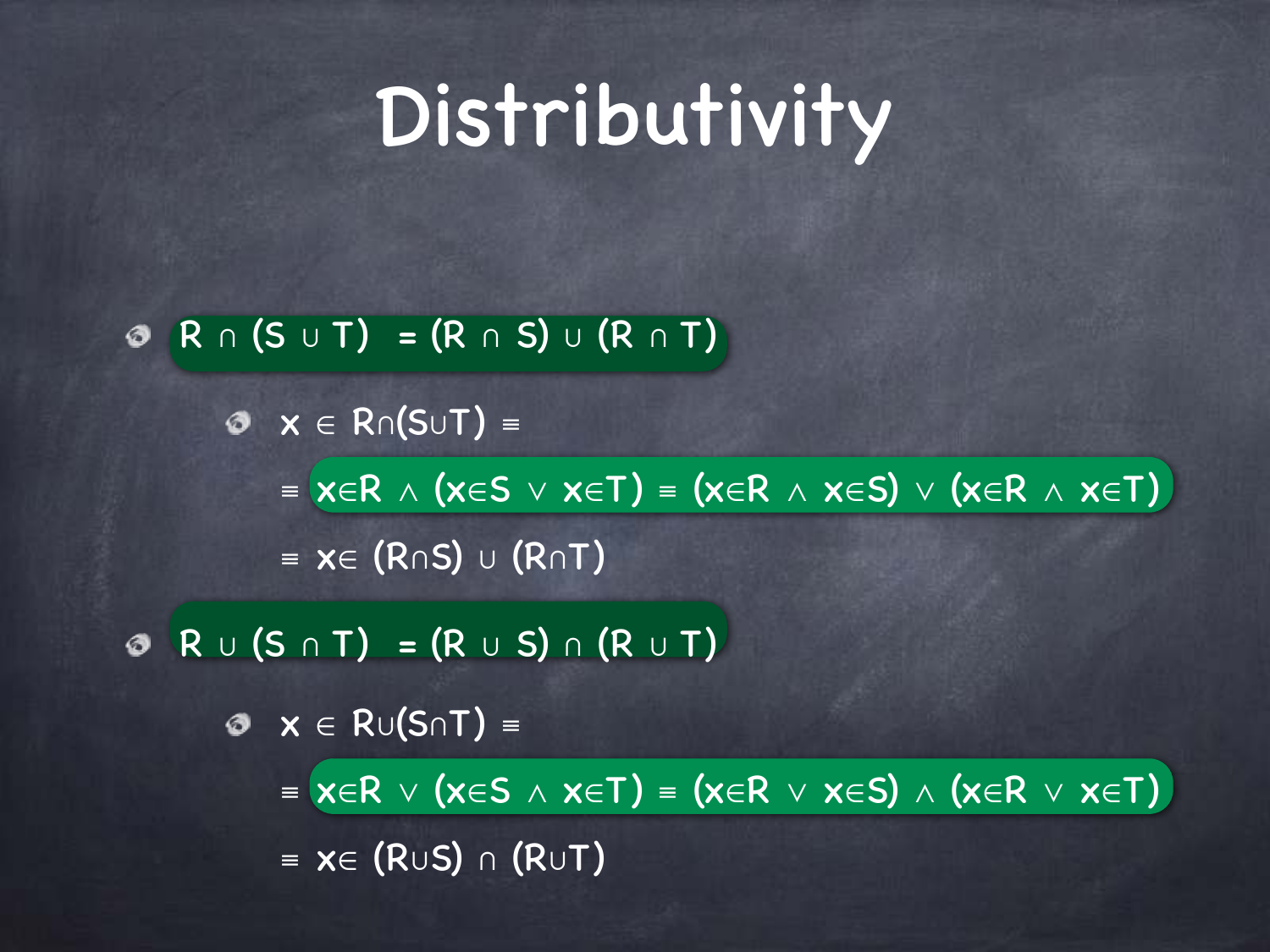# Distributivity

- $R \cap (S \cup T) = (R \cap S) \cup (R \cap T)$
  - $x \in R \cap (S \cup T) \equiv$

    $\equiv x \in R \wedge (x \in S \vee x \in T) \equiv (x \in R \wedge x \in S) \vee (x \in R \wedge x \in T)$

    $\equiv x \in (R \cap S) \cup (R \cap T)$
- $R \cup (S \cap T) = (R \cup S) \cap (R \cup T)$
  - $x \in R \cup (S \cap T) \equiv$

    $\equiv x \in R \vee (x \in S \wedge x \in T) \equiv (x \in R \vee x \in S) \wedge (x \in R \vee x \in T)$

    $\equiv x \in (R \cup S) \cap (R \cup T)$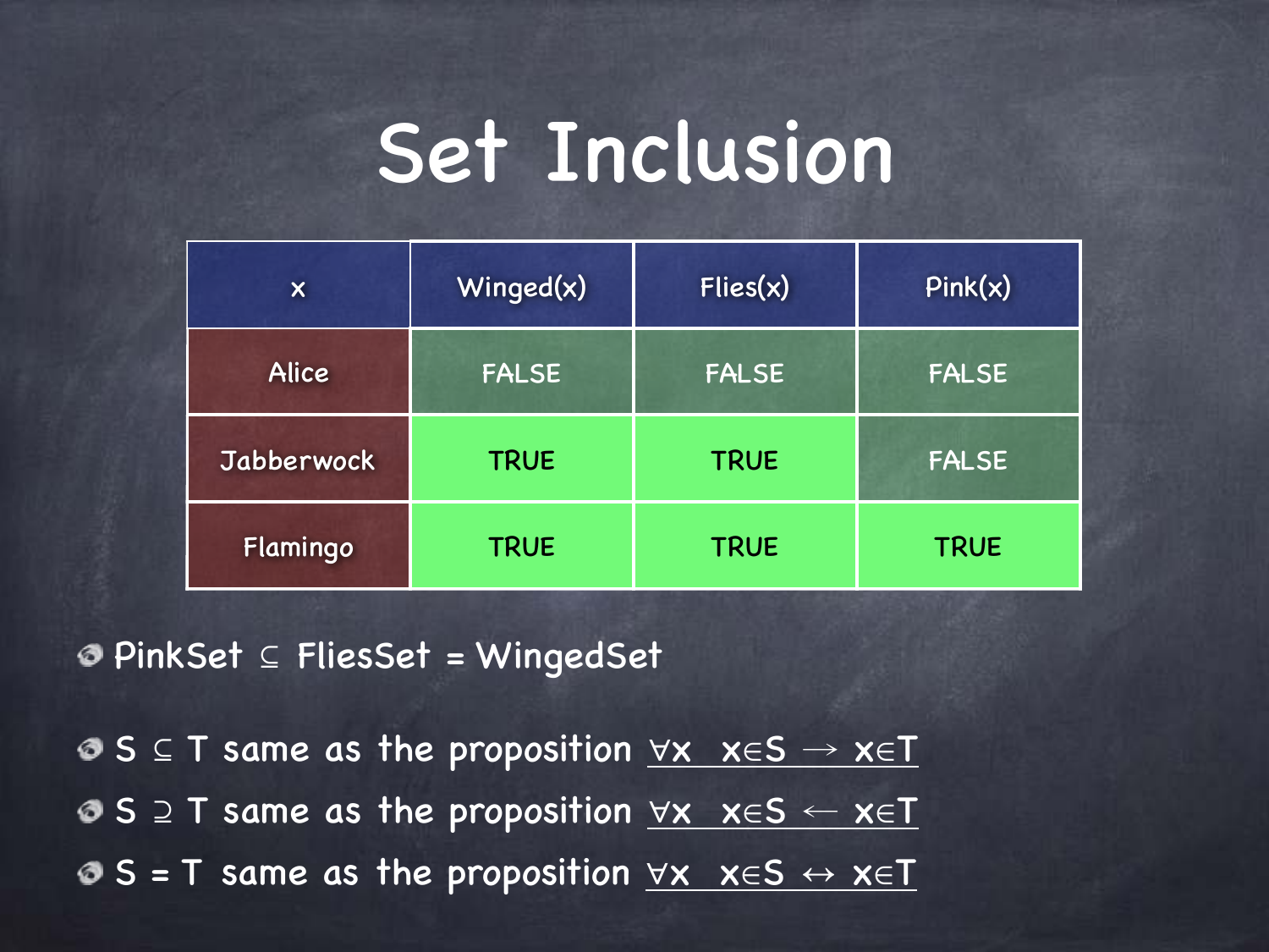# Set Inclusion

| x | Winged(x) | Flies(x) | Pink(x) |
|---|---|---|---|
| Alice | FALSE | FALSE | FALSE |
| Jabberwock | TRUE | TRUE | FALSE |
| Flamingo | TRUE | TRUE | TRUE |

- PinkSet $\subseteq$ FliesSet = WingedSet
- S $\subseteq$ T same as the proposition $\forall x \;\; x \in S \rightarrow x \in T$
- S $\supseteq$ T same as the proposition $\forall x \;\; x \in S \leftarrow x \in T$
- S = T same as the proposition $\forall x \;\; x \in S \leftrightarrow x \in T$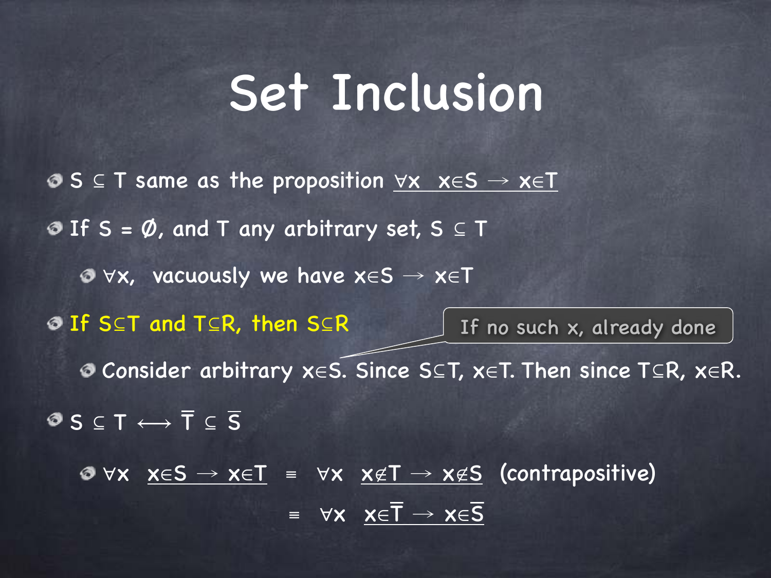# Set Inclusion

- $S \subseteq T$ same as the proposition $\underline{\forall x \;\; x \in S \rightarrow x \in T}$
- If $S = \emptyset$, and $T$ any arbitrary set, $S \subseteq T$
  - $\forall x$, vacuously we have $x \in S \rightarrow x \in T$
- **If $S \subseteq T$ and $T \subseteq R$, then $S \subseteq R$**
  - Consider arbitrary $x \in S$. Since $S \subseteq T$, $x \in T$. Then since $T \subseteq R$, $x \in R$.

    If no such x, already done
- $S \subseteq T \longleftrightarrow \overline{T} \subseteq \overline{S}$
  - $\forall x \;\; \underline{x \in S \rightarrow x \in T} \;\; \equiv \;\; \forall x \;\; \underline{x \notin T \rightarrow x \notin S}$ (contrapositive)

    $\equiv \;\; \forall x \;\; \underline{x \in \overline{T} \rightarrow x \in \overline{S}}$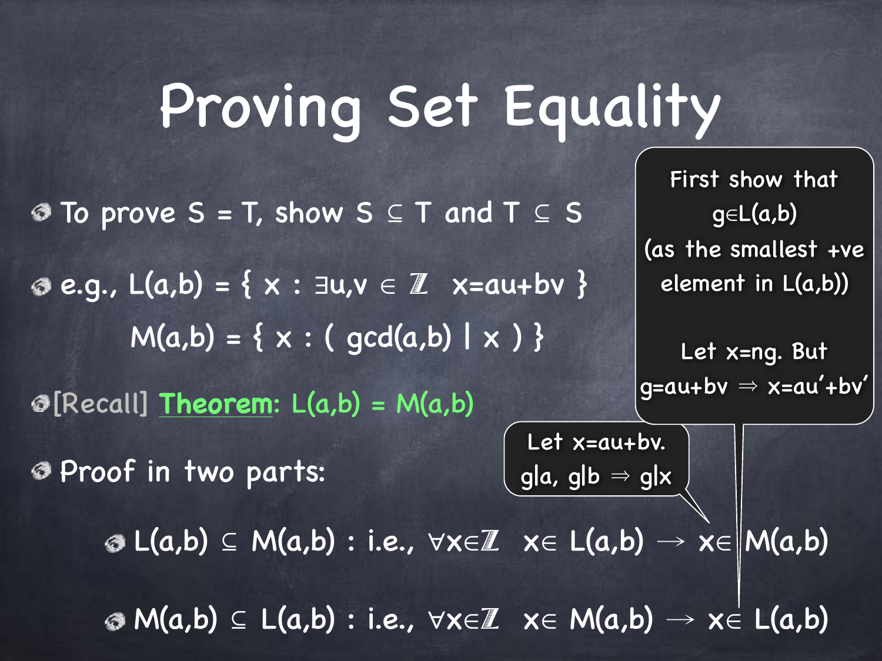# Proving Set Equality

- To prove $S = T$, show $S \subseteq T$ and $T \subseteq S$
- e.g., $L(a,b) = \{ x : \exists u,v \in \mathbb{Z} \;\; x=au+bv \}$

  $M(a,b) = \{ x : ( \gcd(a,b) \mid x ) \}$
- [Recall] **Theorem**: $L(a,b) = M(a,b)$
- Proof in two parts:
  - $L(a,b) \subseteq M(a,b)$ : i.e., $\forall x \in \mathbb{Z} \;\; x \in L(a,b) \rightarrow x \in M(a,b)$
  - $M(a,b) \subseteq L(a,b)$ : i.e., $\forall x \in \mathbb{Z} \;\; x \in M(a,b) \rightarrow x \in L(a,b)$

Let $x=au+bv$. $g|a$, $g|b \Rightarrow g|x$

First show that $g \in L(a,b)$ (as the smallest +ve element in $L(a,b)$)

Let $x=ng$. But $g=au+bv \Rightarrow x=au'+bv'$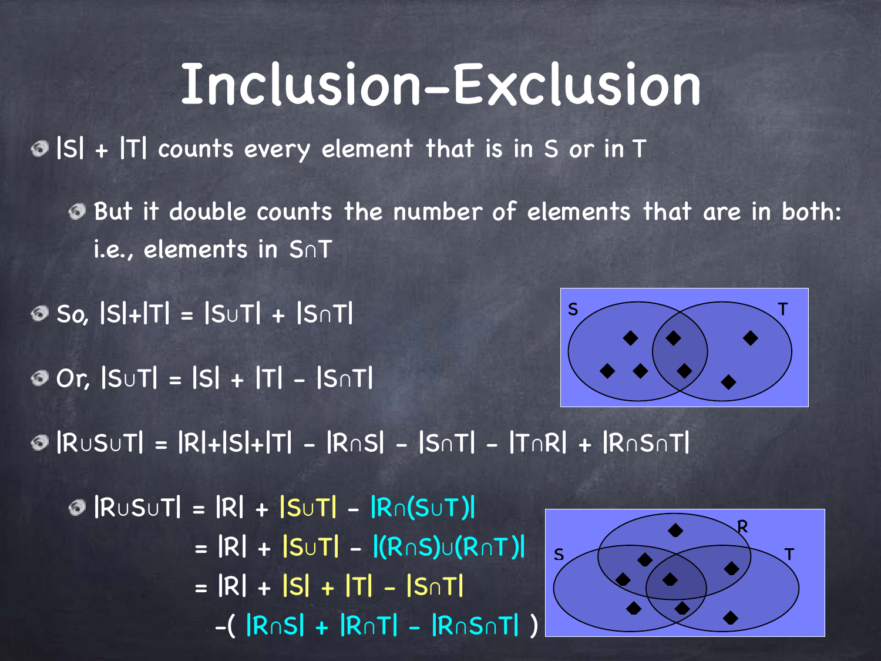# Inclusion-Exclusion

- $|S| + |T|$ counts every element that is in S or in T
  - But it double counts the number of elements that are in both: i.e., elements in $S \cap T$
- So, $|S|+|T| = |S \cup T| + |S \cap T|$
- Or, $|S \cup T| = |S| + |T| - |S \cap T|$
- $|R \cup S \cup T| = |R|+|S|+|T| - |R \cap S| - |S \cap T| - |T \cap R| + |R \cap S \cap T|$
  - $|R \cup S \cup T| = |R| + |S \cup T| - |R \cap (S \cup T)|$
    $= |R| + |S \cup T| - |(R \cap S) \cup (R \cap T)|$
    $= |R| + |S| + |T| - |S \cap T|$
    $-( |R \cap S| + |R \cap T| - |R \cap S \cap T| )$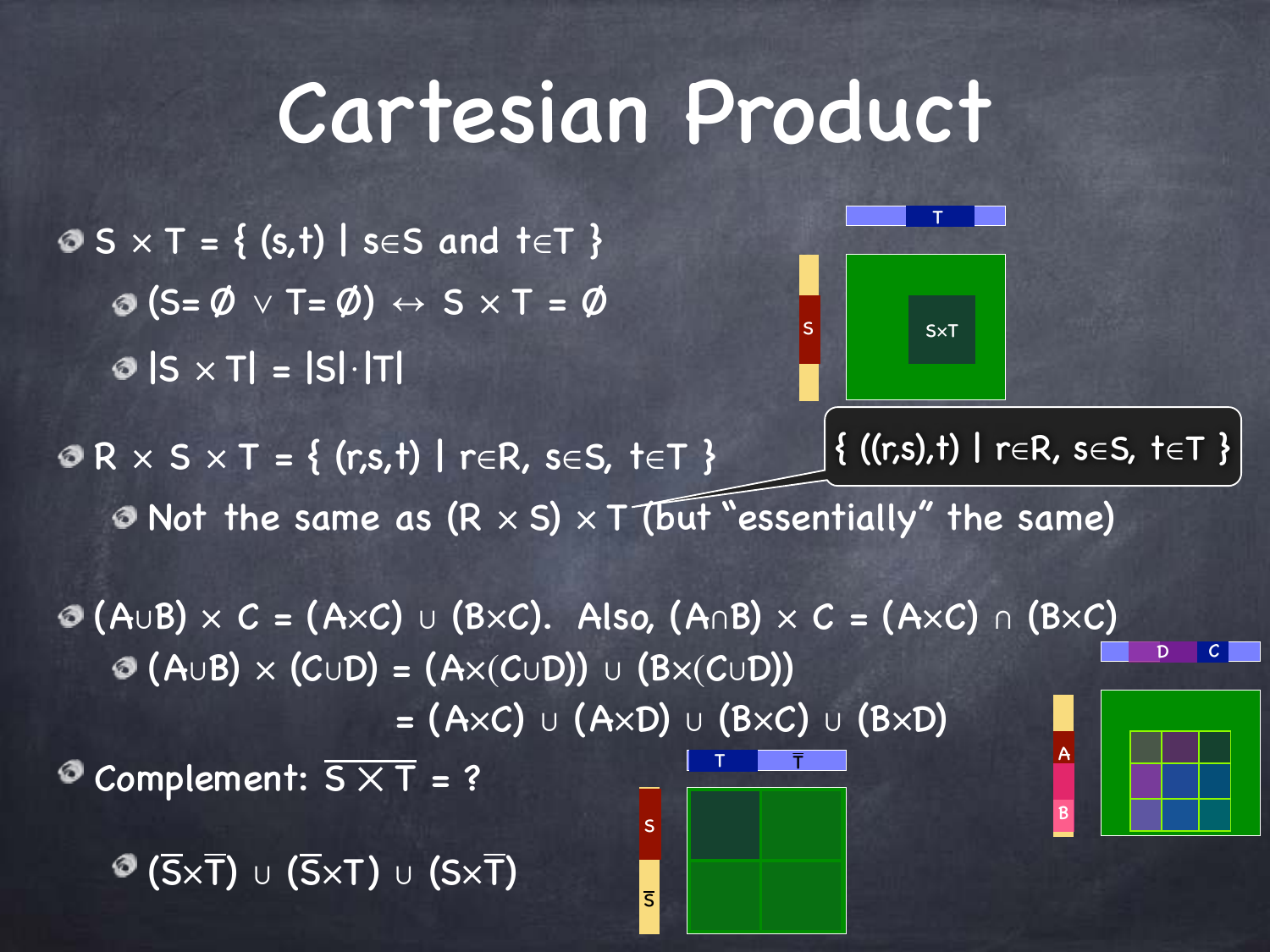# Cartesian Product

- $S \times T = \{ (s,t) \mid s \in S \text{ and } t \in T \}$
  - $(S = \emptyset \vee T = \emptyset) \leftrightarrow S \times T = \emptyset$
  - $|S \times T| = |S| \cdot |T|$
- $R \times S \times T = \{ (r,s,t) \mid r \in R, s \in S, t \in T \}$
  - Not the same as $(R \times S) \times T$ (but "essentially" the same)

$\{ ((r,s),t) \mid r \in R, s \in S, t \in T \}$

- $(A \cup B) \times C = (A \times C) \cup (B \times C)$. Also, $(A \cap B) \times C = (A \times C) \cap (B \times C)$
  - $(A \cup B) \times (C \cup D) = (A \times (C \cup D)) \cup (B \times (C \cup D))$
    $= (A \times C) \cup (A \times D) \cup (B \times C) \cup (B \times D)$
- Complement: $\overline{S \times T} = ?$
  - $(\overline{S} \times \overline{T}) \cup (\overline{S} \times T) \cup (S \times \overline{T})$

T

S

S×T

D C

A

B

T $\overline{T}$

S

$\overline{S}$